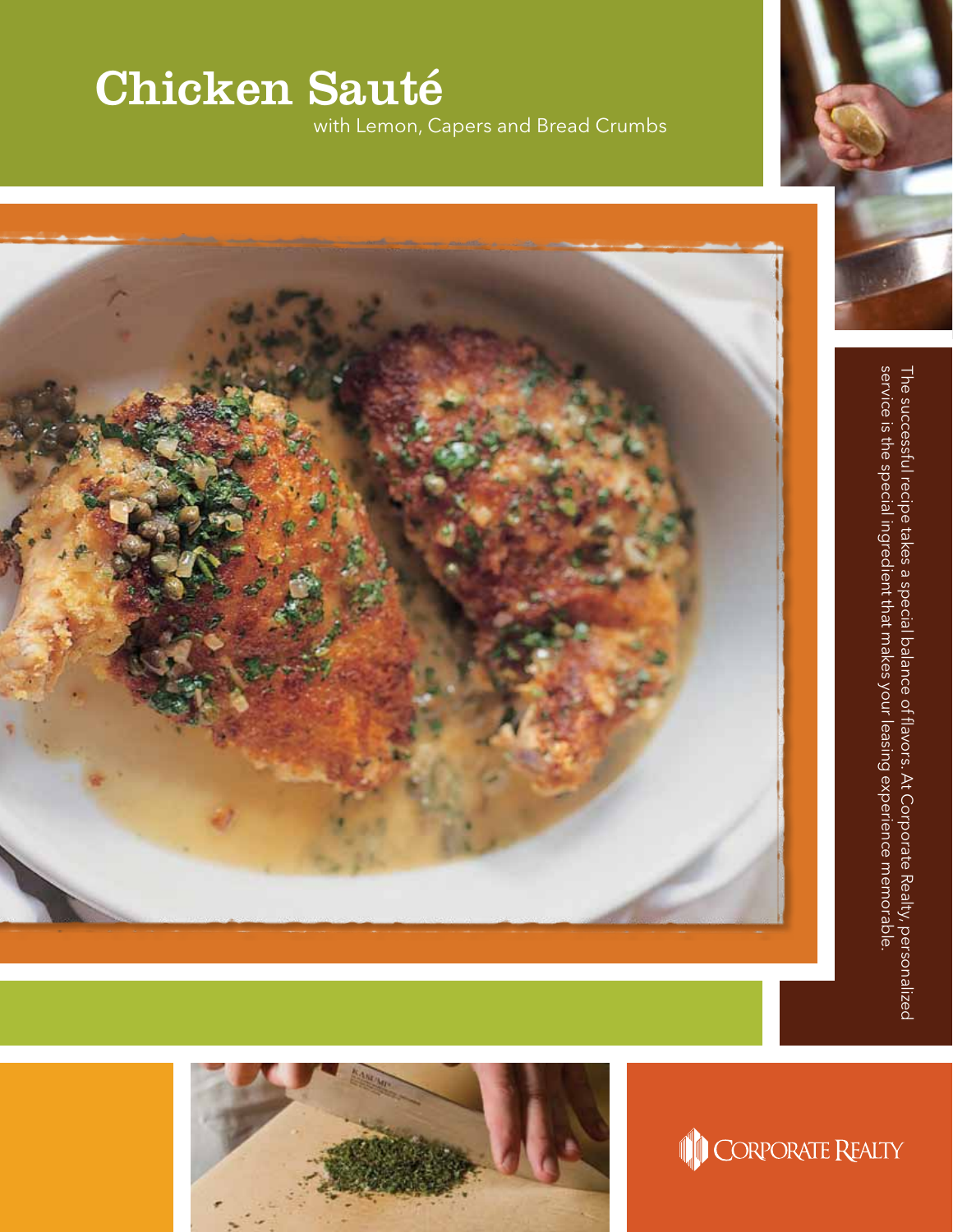# Chicken Sauté

with Lemon, Capers and Bread Crumbs

The successful recipe takes a special balance of flavors. At Corporate Realty, personalized service is the special ingredient that makes your leasing experience memorable.

CORPORATE REALTY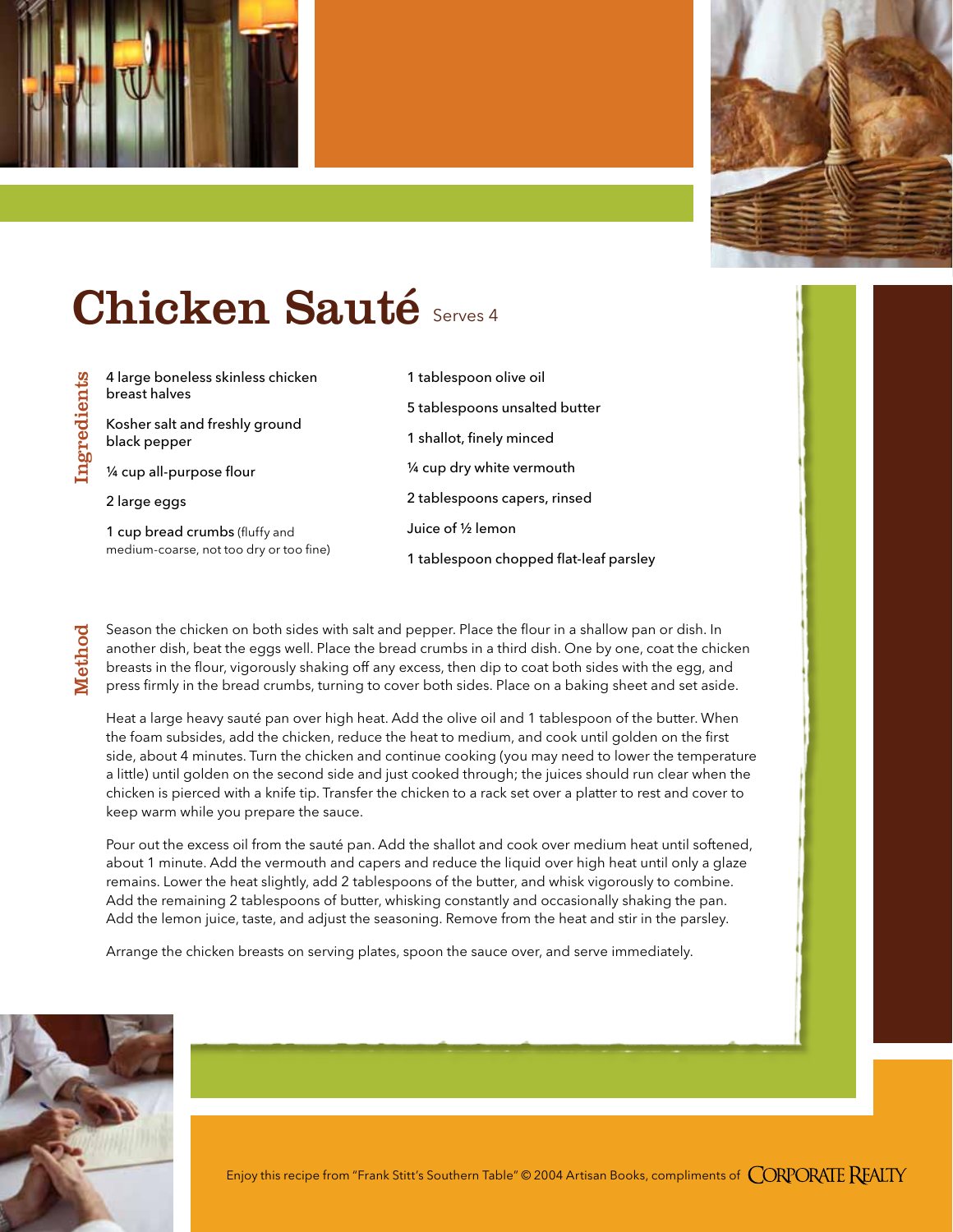# Chicken Sauté

Serves 4

## Ingredients

- 4 large boneless skinless chicken breast halves
- Kosher salt and freshly ground black pepper
- ¼ cup all-purpose flour
- 2 large eggs
- 1 cup bread crumbs (fluffy and medium-coarse, not too dry or too fine)
- 1 tablespoon olive oil
- 5 tablespoons unsalted butter
- 1 shallot, finely minced
- ¼ cup dry white vermouth
- 2 tablespoons capers, rinsed
- Juice of ½ lemon
- 1 tablespoon chopped flat-leaf parsley

## Method

Season the chicken on both sides with salt and pepper. Place the flour in a shallow pan or dish. In another dish, beat the eggs well. Place the bread crumbs in a third dish. One by one, coat the chicken breasts in the flour, vigorously shaking off any excess, then dip to coat both sides with the egg, and press firmly in the bread crumbs, turning to cover both sides. Place on a baking sheet and set aside.

Heat a large heavy sauté pan over high heat. Add the olive oil and 1 tablespoon of the butter. When the foam subsides, add the chicken, reduce the heat to medium, and cook until golden on the first side, about 4 minutes. Turn the chicken and continue cooking (you may need to lower the temperature a little) until golden on the second side and just cooked through; the juices should run clear when the chicken is pierced with a knife tip. Transfer the chicken to a rack set over a platter to rest and cover to keep warm while you prepare the sauce.

Pour out the excess oil from the sauté pan. Add the shallot and cook over medium heat until softened, about 1 minute. Add the vermouth and capers and reduce the liquid over high heat until only a glaze remains. Lower the heat slightly, add 2 tablespoons of the butter, and whisk vigorously to combine. Add the remaining 2 tablespoons of butter, whisking constantly and occasionally shaking the pan. Add the lemon juice, taste, and adjust the seasoning. Remove from the heat and stir in the parsley.

Arrange the chicken breasts on serving plates, spoon the sauce over, and serve immediately.

Enjoy this recipe from "Frank Stitt's Southern Table" © 2004 Artisan Books, compliments of CORPORATE REALTY